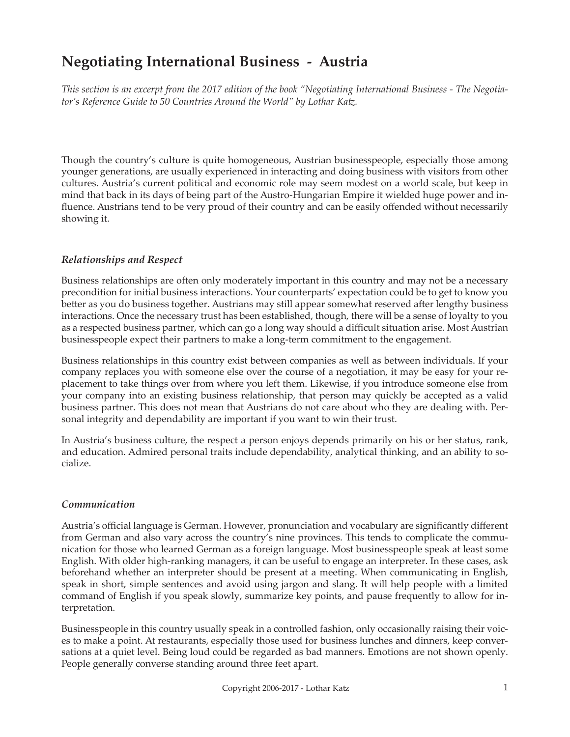# Negotiating International Business - Austria

*This section is an excerpt from the 2017 edition of the book "Negotiating International Business - The Negotiator's Reference Guide to 50 Countries Around the World" by Lothar Katz.*

Though the country's culture is quite homogeneous, Austrian businesspeople, especially those among younger generations, are usually experienced in interacting and doing business with visitors from other cultures. Austria's current political and economic role may seem modest on a world scale, but keep in mind that back in its days of being part of the Austro-Hungarian Empire it wielded huge power and influence. Austrians tend to be very proud of their country and can be easily offended without necessarily showing it.

### *Relationships and Respect*

Business relationships are often only moderately important in this country and may not be a necessary precondition for initial business interactions. Your counterparts' expectation could be to get to know you better as you do business together. Austrians may still appear somewhat reserved after lengthy business interactions. Once the necessary trust has been established, though, there will be a sense of loyalty to you as a respected business partner, which can go a long way should a difficult situation arise. Most Austrian businesspeople expect their partners to make a long-term commitment to the engagement.

Business relationships in this country exist between companies as well as between individuals. If your company replaces you with someone else over the course of a negotiation, it may be easy for your replacement to take things over from where you left them. Likewise, if you introduce someone else from your company into an existing business relationship, that person may quickly be accepted as a valid business partner. This does not mean that Austrians do not care about who they are dealing with. Personal integrity and dependability are important if you want to win their trust.

In Austria's business culture, the respect a person enjoys depends primarily on his or her status, rank, and education. Admired personal traits include dependability, analytical thinking, and an ability to socialize.

### *Communication*

Austria's official language is German. However, pronunciation and vocabulary are significantly different from German and also vary across the country's nine provinces. This tends to complicate the communication for those who learned German as a foreign language. Most businesspeople speak at least some English. With older high-ranking managers, it can be useful to engage an interpreter. In these cases, ask beforehand whether an interpreter should be present at a meeting. When communicating in English, speak in short, simple sentences and avoid using jargon and slang. It will help people with a limited command of English if you speak slowly, summarize key points, and pause frequently to allow for interpretation.

Businesspeople in this country usually speak in a controlled fashion, only occasionally raising their voices to make a point. At restaurants, especially those used for business lunches and dinners, keep conversations at a quiet level. Being loud could be regarded as bad manners. Emotions are not shown openly. People generally converse standing around three feet apart.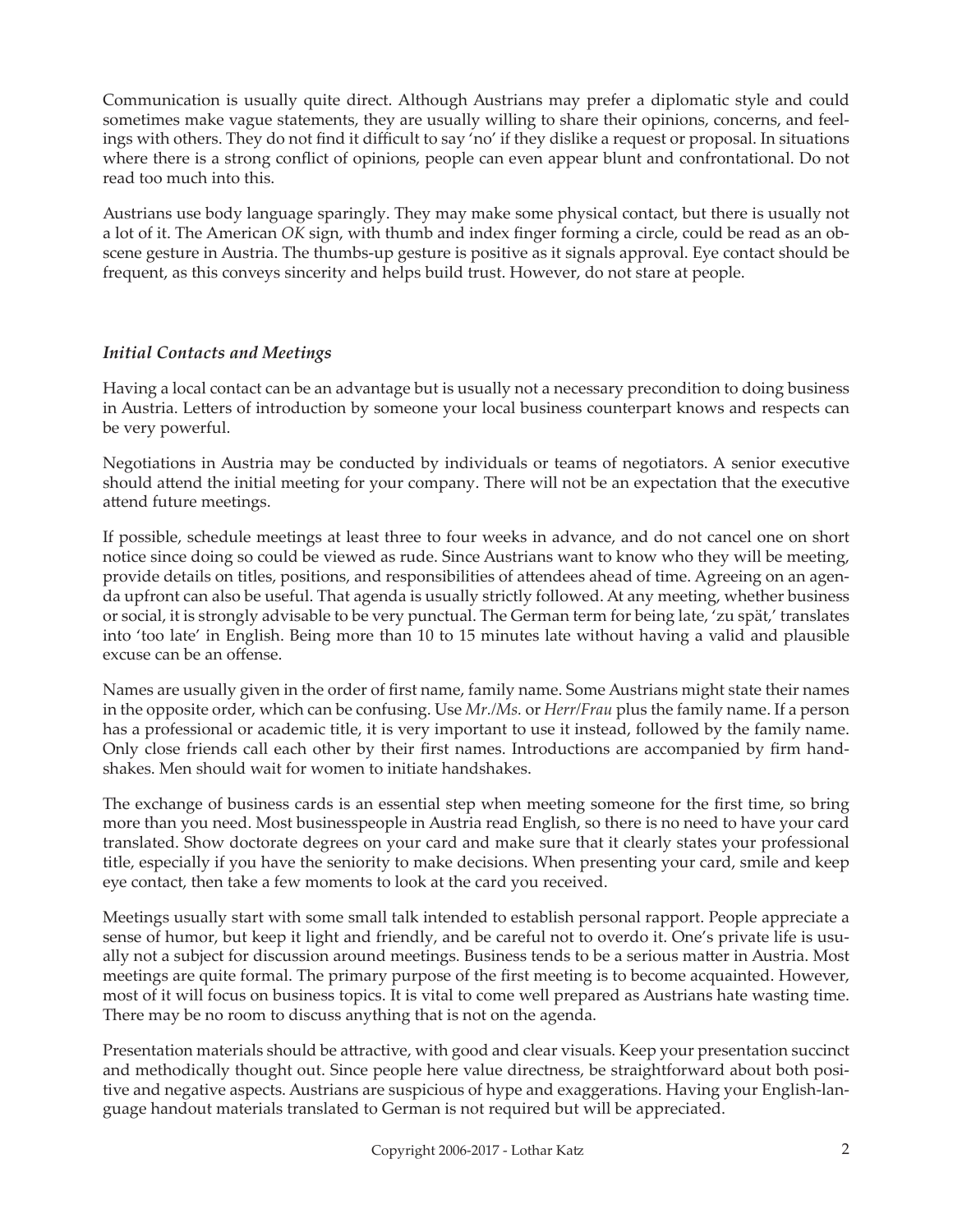Communication is usually quite direct. Although Austrians may prefer a diplomatic style and could sometimes make vague statements, they are usually willing to share their opinions, concerns, and feelings with others. They do not find it difficult to say 'no' if they dislike a request or proposal. In situations where there is a strong conflict of opinions, people can even appear blunt and confrontational. Do not read too much into this.

Austrians use body language sparingly. They may make some physical contact, but there is usually not a lot of it. The American *OK* sign, with thumb and index finger forming a circle, could be read as an obscene gesture in Austria. The thumbs-up gesture is positive as it signals approval. Eye contact should be frequent, as this conveys sincerity and helps build trust. However, do not stare at people.

### *Initial Contacts and Meetings*

Having a local contact can be an advantage but is usually not a necessary precondition to doing business in Austria. Letters of introduction by someone your local business counterpart knows and respects can be very powerful.

Negotiations in Austria may be conducted by individuals or teams of negotiators. A senior executive should attend the initial meeting for your company. There will not be an expectation that the executive attend future meetings.

If possible, schedule meetings at least three to four weeks in advance, and do not cancel one on short notice since doing so could be viewed as rude. Since Austrians want to know who they will be meeting, provide details on titles, positions, and responsibilities of attendees ahead of time. Agreeing on an agenda upfront can also be useful. That agenda is usually strictly followed. At any meeting, whether business or social, it is strongly advisable to be very punctual. The German term for being late, 'zu spät,' translates into 'too late' in English. Being more than 10 to 15 minutes late without having a valid and plausible excuse can be an offense.

Names are usually given in the order of first name, family name. Some Austrians might state their names in the opposite order, which can be confusing. Use *Mr./Ms.* or *Herr/Frau* plus the family name. If a person has a professional or academic title, it is very important to use it instead, followed by the family name. Only close friends call each other by their first names. Introductions are accompanied by firm handshakes. Men should wait for women to initiate handshakes.

The exchange of business cards is an essential step when meeting someone for the first time, so bring more than you need. Most businesspeople in Austria read English, so there is no need to have your card translated. Show doctorate degrees on your card and make sure that it clearly states your professional title, especially if you have the seniority to make decisions. When presenting your card, smile and keep eye contact, then take a few moments to look at the card you received.

Meetings usually start with some small talk intended to establish personal rapport. People appreciate a sense of humor, but keep it light and friendly, and be careful not to overdo it. One's private life is usually not a subject for discussion around meetings. Business tends to be a serious matter in Austria. Most meetings are quite formal. The primary purpose of the first meeting is to become acquainted. However, most of it will focus on business topics. It is vital to come well prepared as Austrians hate wasting time. There may be no room to discuss anything that is not on the agenda.

Presentation materials should be attractive, with good and clear visuals. Keep your presentation succinct and methodically thought out. Since people here value directness, be straightforward about both positive and negative aspects. Austrians are suspicious of hype and exaggerations. Having your English-language handout materials translated to German is not required but will be appreciated.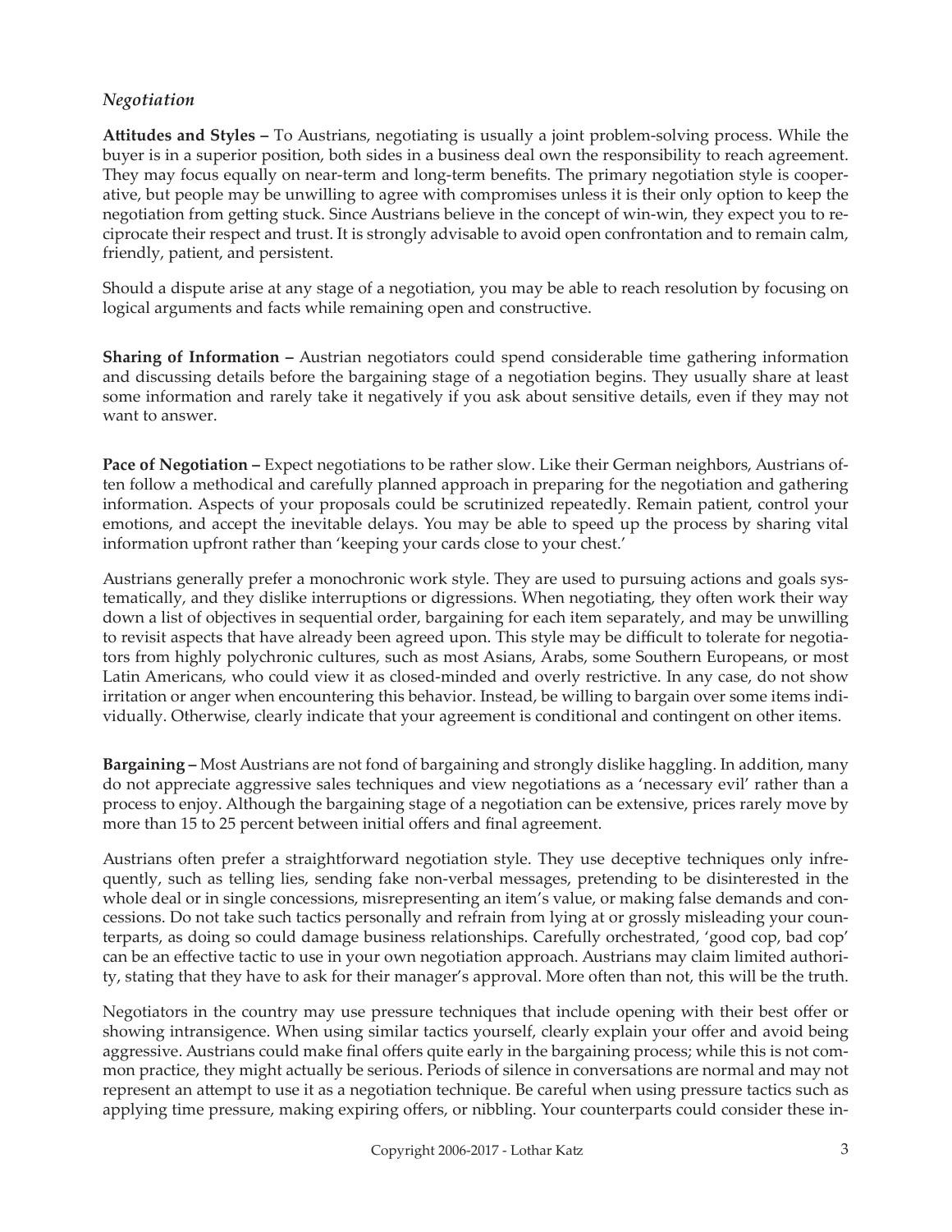## *Negotiation*

**Attitudes and Styles –** To Austrians, negotiating is usually a joint problem-solving process. While the buyer is in a superior position, both sides in a business deal own the responsibility to reach agreement. They may focus equally on near-term and long-term benefits. The primary negotiation style is cooperative, but people may be unwilling to agree with compromises unless it is their only option to keep the negotiation from getting stuck. Since Austrians believe in the concept of win-win, they expect you to reciprocate their respect and trust. It is strongly advisable to avoid open confrontation and to remain calm, friendly, patient, and persistent.

Should a dispute arise at any stage of a negotiation, you may be able to reach resolution by focusing on logical arguments and facts while remaining open and constructive.

**Sharing of Information –** Austrian negotiators could spend considerable time gathering information and discussing details before the bargaining stage of a negotiation begins. They usually share at least some information and rarely take it negatively if you ask about sensitive details, even if they may not want to answer.

**Pace of Negotiation –** Expect negotiations to be rather slow. Like their German neighbors, Austrians often follow a methodical and carefully planned approach in preparing for the negotiation and gathering information. Aspects of your proposals could be scrutinized repeatedly. Remain patient, control your emotions, and accept the inevitable delays. You may be able to speed up the process by sharing vital information upfront rather than 'keeping your cards close to your chest.'

Austrians generally prefer a monochronic work style. They are used to pursuing actions and goals systematically, and they dislike interruptions or digressions. When negotiating, they often work their way down a list of objectives in sequential order, bargaining for each item separately, and may be unwilling to revisit aspects that have already been agreed upon. This style may be difficult to tolerate for negotiators from highly polychronic cultures, such as most Asians, Arabs, some Southern Europeans, or most Latin Americans, who could view it as closed-minded and overly restrictive. In any case, do not show irritation or anger when encountering this behavior. Instead, be willing to bargain over some items individually. Otherwise, clearly indicate that your agreement is conditional and contingent on other items.

**Bargaining –** Most Austrians are not fond of bargaining and strongly dislike haggling. In addition, many do not appreciate aggressive sales techniques and view negotiations as a 'necessary evil' rather than a process to enjoy. Although the bargaining stage of a negotiation can be extensive, prices rarely move by more than 15 to 25 percent between initial offers and final agreement.

Austrians often prefer a straightforward negotiation style. They use deceptive techniques only infrequently, such as telling lies, sending fake non-verbal messages, pretending to be disinterested in the whole deal or in single concessions, misrepresenting an item's value, or making false demands and concessions. Do not take such tactics personally and refrain from lying at or grossly misleading your counterparts, as doing so could damage business relationships. Carefully orchestrated, 'good cop, bad cop' can be an effective tactic to use in your own negotiation approach. Austrians may claim limited authority, stating that they have to ask for their manager's approval. More often than not, this will be the truth.

Negotiators in the country may use pressure techniques that include opening with their best offer or showing intransigence. When using similar tactics yourself, clearly explain your offer and avoid being aggressive. Austrians could make final offers quite early in the bargaining process; while this is not common practice, they might actually be serious. Periods of silence in conversations are normal and may not represent an attempt to use it as a negotiation technique. Be careful when using pressure tactics such as applying time pressure, making expiring offers, or nibbling. Your counterparts could consider these in-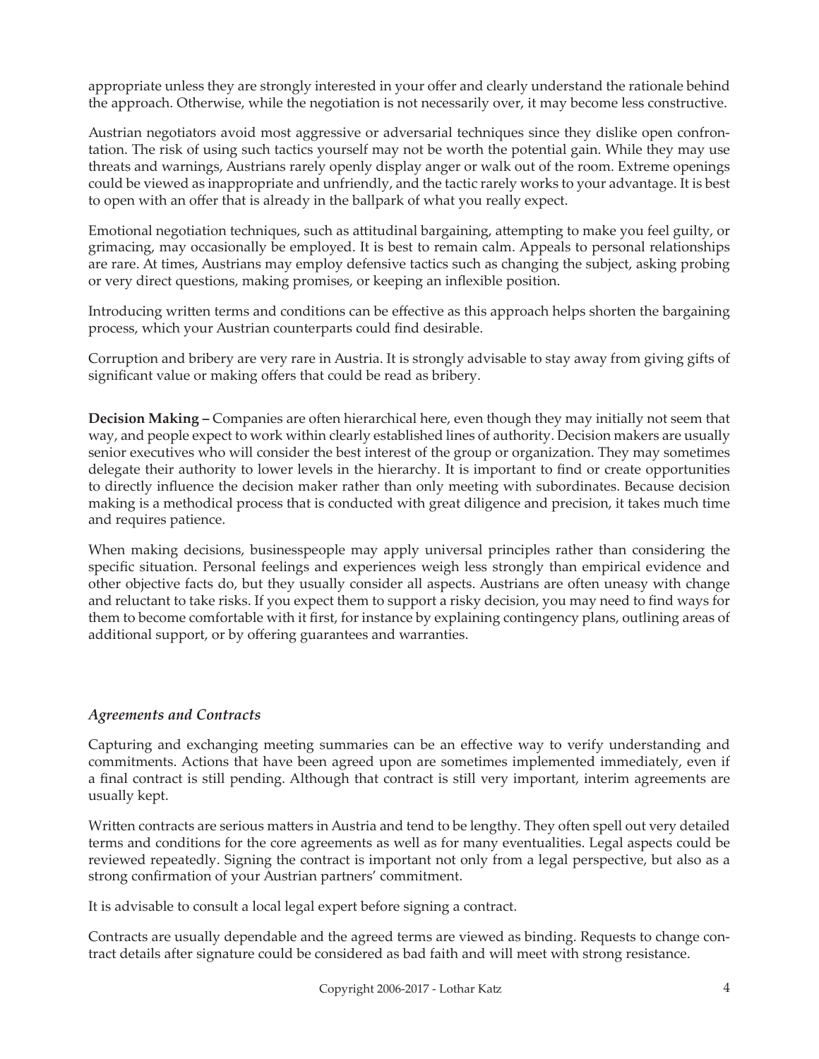appropriate unless they are strongly interested in your offer and clearly understand the rationale behind the approach. Otherwise, while the negotiation is not necessarily over, it may become less constructive.

Austrian negotiators avoid most aggressive or adversarial techniques since they dislike open confrontation. The risk of using such tactics yourself may not be worth the potential gain. While they may use threats and warnings, Austrians rarely openly display anger or walk out of the room. Extreme openings could be viewed as inappropriate and unfriendly, and the tactic rarely works to your advantage. It is best to open with an offer that is already in the ballpark of what you really expect.

Emotional negotiation techniques, such as attitudinal bargaining, attempting to make you feel guilty, or grimacing, may occasionally be employed. It is best to remain calm. Appeals to personal relationships are rare. At times, Austrians may employ defensive tactics such as changing the subject, asking probing or very direct questions, making promises, or keeping an inflexible position.

Introducing written terms and conditions can be effective as this approach helps shorten the bargaining process, which your Austrian counterparts could find desirable.

Corruption and bribery are very rare in Austria. It is strongly advisable to stay away from giving gifts of significant value or making offers that could be read as bribery.

**Decision Making –** Companies are often hierarchical here, even though they may initially not seem that way, and people expect to work within clearly established lines of authority. Decision makers are usually senior executives who will consider the best interest of the group or organization. They may sometimes delegate their authority to lower levels in the hierarchy. It is important to find or create opportunities to directly influence the decision maker rather than only meeting with subordinates. Because decision making is a methodical process that is conducted with great diligence and precision, it takes much time and requires patience.

When making decisions, businesspeople may apply universal principles rather than considering the specific situation. Personal feelings and experiences weigh less strongly than empirical evidence and other objective facts do, but they usually consider all aspects. Austrians are often uneasy with change and reluctant to take risks. If you expect them to support a risky decision, you may need to find ways for them to become comfortable with it first, for instance by explaining contingency plans, outlining areas of additional support, or by offering guarantees and warranties.

### *Agreements and Contracts*

Capturing and exchanging meeting summaries can be an effective way to verify understanding and commitments. Actions that have been agreed upon are sometimes implemented immediately, even if a final contract is still pending. Although that contract is still very important, interim agreements are usually kept.

Written contracts are serious matters in Austria and tend to be lengthy. They often spell out very detailed terms and conditions for the core agreements as well as for many eventualities. Legal aspects could be reviewed repeatedly. Signing the contract is important not only from a legal perspective, but also as a strong confirmation of your Austrian partners' commitment.

It is advisable to consult a local legal expert before signing a contract.

Contracts are usually dependable and the agreed terms are viewed as binding. Requests to change contract details after signature could be considered as bad faith and will meet with strong resistance.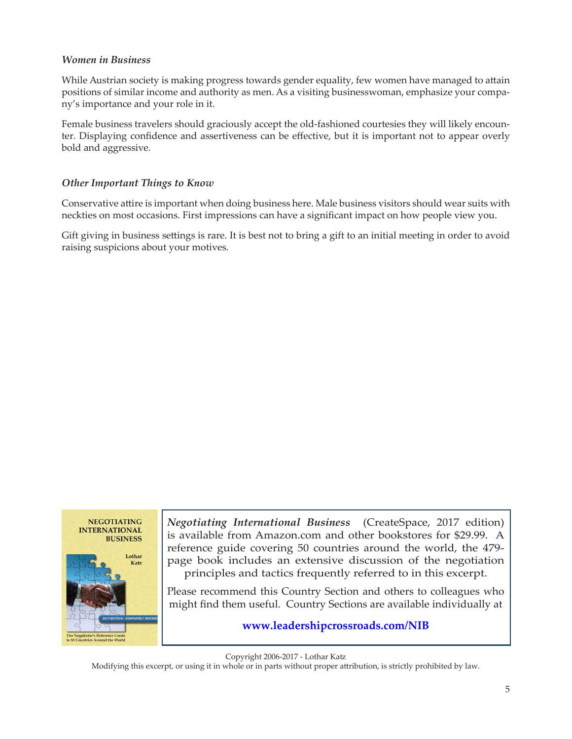### *Women in Business*

While Austrian society is making progress towards gender equality, few women have managed to attain positions of similar income and authority as men. As a visiting businesswoman, emphasize your company's importance and your role in it.

Female business travelers should graciously accept the old-fashioned courtesies they will likely encounter. Displaying confidence and assertiveness can be effective, but it is important not to appear overly bold and aggressive.

### *Other Important Things to Know*

Conservative attire is important when doing business here. Male business visitors should wear suits with neckties on most occasions. First impressions can have a significant impact on how people view you.

Gift giving in business settings is rare. It is best not to bring a gift to an initial meeting in order to avoid raising suspicions about your motives.

NEGOTIATING INTERNATIONAL BUSINESS

Lothar Katz

2017 EDITION - COMPLETELY REVISED

The Negotiator's Reference Guide to 50 Countries Around the World

*Negotiating International Business* (CreateSpace, 2017 edition) is available from Amazon.com and other bookstores for $29.99. A reference guide covering 50 countries around the world, the 479-page book includes an extensive discussion of the negotiation principles and tactics frequently referred to in this excerpt.

Please recommend this Country Section and others to colleagues who might find them useful. Country Sections are available individually at

**www.leadershipcrossroads.com/NIB**

Copyright 2006-2017 - Lothar Katz

Modifying this excerpt, or using it in whole or in parts without proper attribution, is strictly prohibited by law.